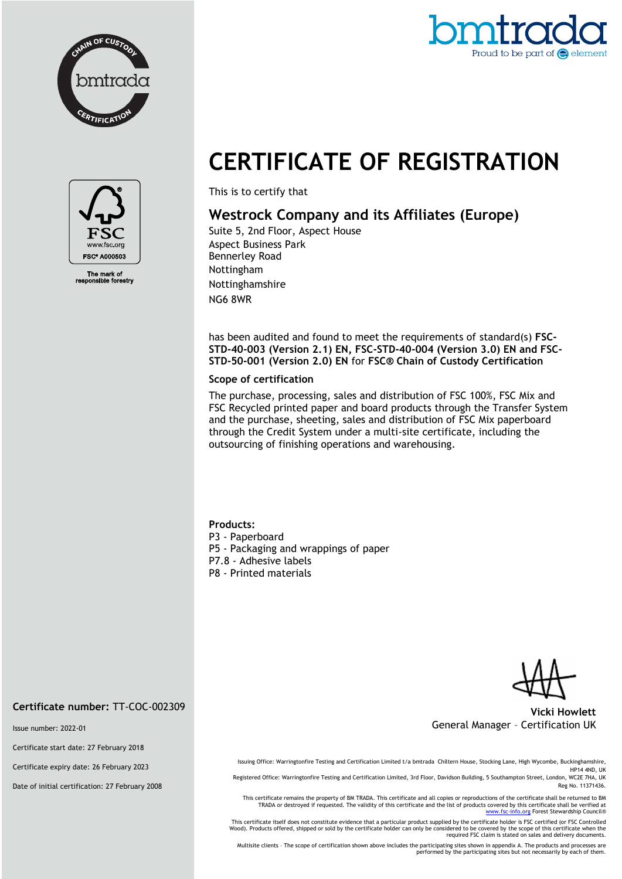# CERTIFICATE OF REGISTRATION

This is to certify that

## Westrock Company and its Affiliates (Europe)

Suite 5, 2nd Floor, Aspect House
Aspect Business Park
Bennerley Road
Nottingham
Nottinghamshire
NG6 8WR

has been audited and found to meet the requirements of standard(s) **FSC-STD-40-003 (Version 2.1) EN, FSC-STD-40-004 (Version 3.0) EN and FSC-STD-50-001 (Version 2.0) EN** for **FSC® Chain of Custody Certification**

### Scope of certification

The purchase, processing, sales and distribution of FSC 100%, FSC Mix and FSC Recycled printed paper and board products through the Transfer System and the purchase, sheeting, sales and distribution of FSC Mix paperboard through the Credit System under a multi-site certificate, including the outsourcing of finishing operations and warehousing.

**Products:**

P3 - Paperboard
P5 - Packaging and wrappings of paper
P7.8 - Adhesive labels
P8 - Printed materials

FSC® A000503

The mark of responsible forestry

**Vicki Howlett**
General Manager – Certification UK

**Certificate number:** TT-COC-002309

Issue number: 2022-01

Certificate start date: 27 February 2018

Certificate expiry date: 26 February 2023

Date of initial certification: 27 February 2008

Issuing Office: Warringtonfire Testing and Certification Limited t/a bmtrada Chiltern House, Stocking Lane, Hughenden Valley, High Wycombe, Buckinghamshire, HP14 4ND, UK
Registered Office: Warringtonfire Testing and Certification Limited, 3rd Floor, Davidson Building, 5 Southampton Street, London, WC2E 7HA, UK
Reg No. 11371436.

This certificate remains the property of BM TRADA. This certificate and all copies or reproductions of the certificate shall be returned to BM TRADA or destroyed if requested. The validity of this certificate and the list of products covered by this certificate shall be verified at www.fsc-info.org Forest Stewardship Council®

This certificate itself does not constitute evidence that a particular product supplied by the certificate holder is FSC certified (or FSC Controlled Wood). Products offered, shipped or sold by the certificate holder can only be considered to be covered by the scope of this certificate when the required FSC claim is stated on sales and delivery documents.

Multisite clients – The scope of certification shown above includes the participating sites shown in appendix A. The products and processes are performed by the participating sites but not necessarily by each of them.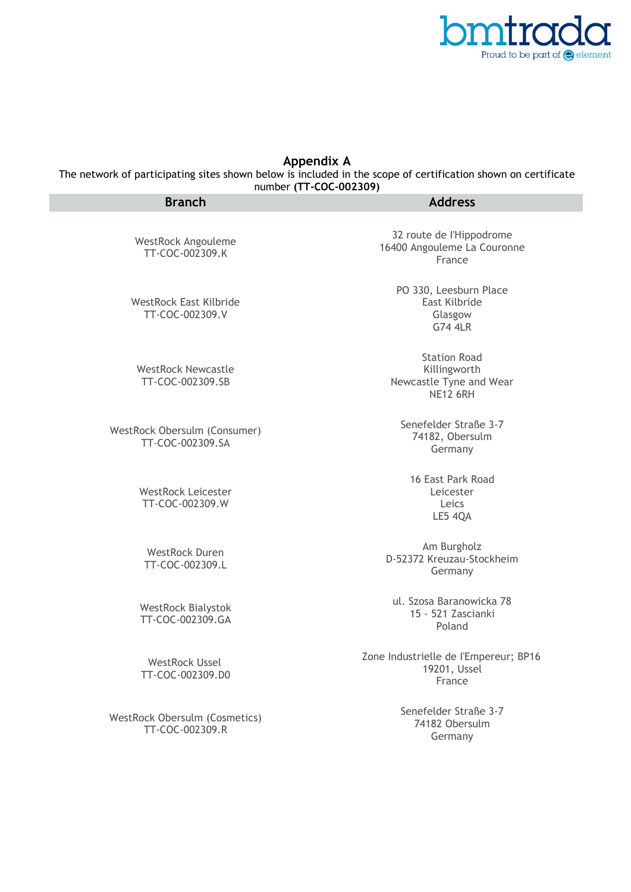## Appendix A

The network of participating sites shown below is included in the scope of certification shown on certificate number **(TT-COC-002309)**

| Branch | Address |
| --- | --- |
| WestRock Angouleme<br>TT-COC-002309.K | 32 route de l'Hippodrome<br>16400 Angouleme La Couronne<br>France |
| WestRock East Kilbride<br>TT-COC-002309.V | PO 330, Leesburn Place<br>East Kilbride<br>Glasgow<br>G74 4LR |
| WestRock Newcastle<br>TT-COC-002309.SB | Station Road<br>Killingworth<br>Newcastle Tyne and Wear<br>NE12 6RH |
| WestRock Obersulm (Consumer)<br>TT-COC-002309.SA | Senefelder Straße 3-7<br>74182, Obersulm<br>Germany |
| WestRock Leicester<br>TT-COC-002309.W | 16 East Park Road<br>Leicester<br>Leics<br>LE5 4QA |
| WestRock Duren<br>TT-COC-002309.L | Am Burgholz<br>D-52372 Kreuzau-Stockheim<br>Germany |
| WestRock Bialystok<br>TT-COC-002309.GA | ul. Szosa Baranowicka 78<br>15 - 521 Zascianki<br>Poland |
| WestRock Ussel<br>TT-COC-002309.D0 | Zone Industrielle de l'Empereur; BP16<br>19201, Ussel<br>France |
| WestRock Obersulm (Cosmetics)<br>TT-COC-002309.R | Senefelder Straße 3-7<br>74182 Obersulm<br>Germany |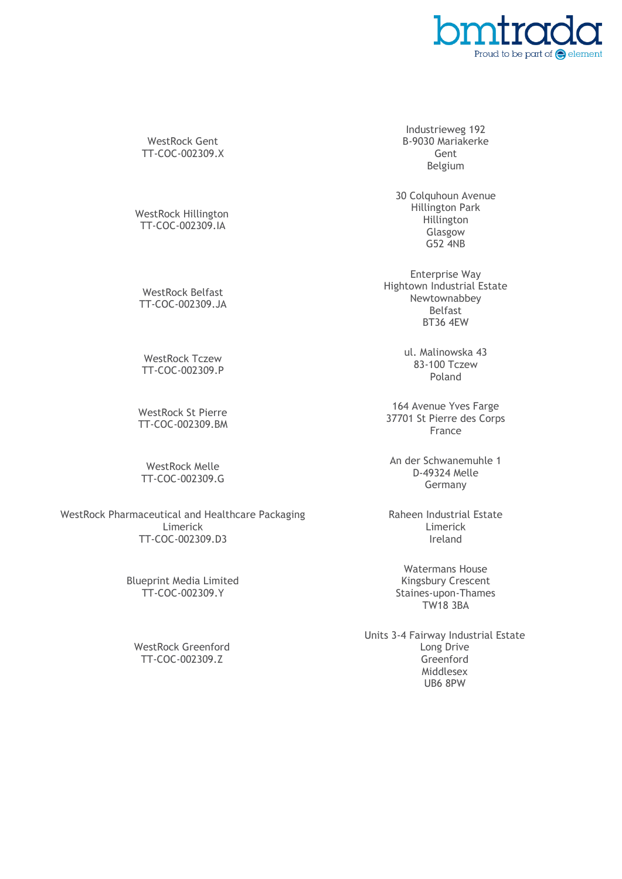| Site | Address |
| --- | --- |
| WestRock Gent<br>TT-COC-002309.X | Industrieweg 192<br>B-9030 Mariakerke<br>Gent<br>Belgium |
| WestRock Hillington<br>TT-COC-002309.IA | 30 Colquhoun Avenue<br>Hillington Park<br>Hillington<br>Glasgow<br>G52 4NB |
| WestRock Belfast<br>TT-COC-002309.JA | Enterprise Way<br>Hightown Industrial Estate<br>Newtownabbey<br>Belfast<br>BT36 4EW |
| WestRock Tczew<br>TT-COC-002309.P | ul. Malinowska 43<br>83-100 Tczew<br>Poland |
| WestRock St Pierre<br>TT-COC-002309.BM | 164 Avenue Yves Farge<br>37701 St Pierre des Corps<br>France |
| WestRock Melle<br>TT-COC-002309.G | An der Schwanemuhle 1<br>D-49324 Melle<br>Germany |
| WestRock Pharmaceutical and Healthcare Packaging<br>Limerick<br>TT-COC-002309.D3 | Raheen Industrial Estate<br>Limerick<br>Ireland |
| Blueprint Media Limited<br>TT-COC-002309.Y | Watermans House<br>Kingsbury Crescent<br>Staines-upon-Thames<br>TW18 3BA |
| WestRock Greenford<br>TT-COC-002309.Z | Units 3-4 Fairway Industrial Estate<br>Long Drive<br>Greenford<br>Middlesex<br>UB6 8PW |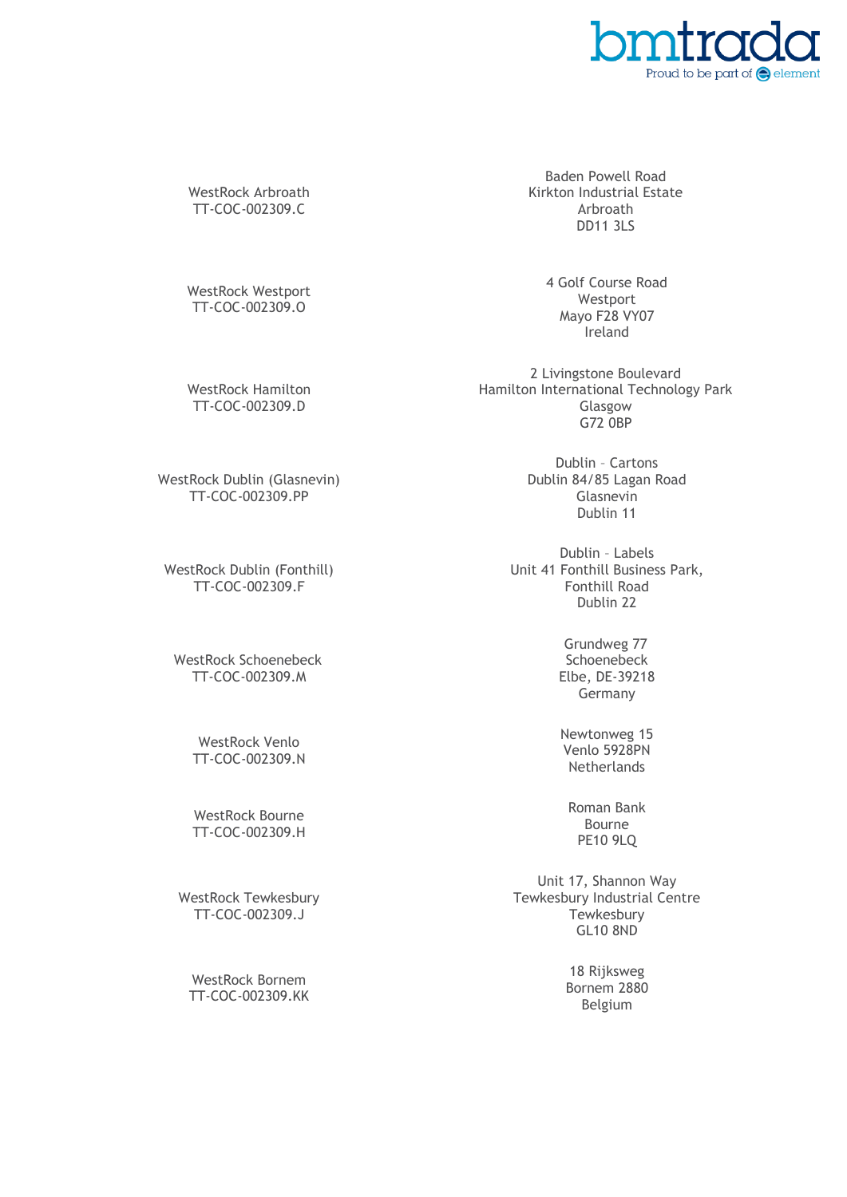| Site | Address |
|---|---|
| WestRock Arbroath<br>TT-COC-002309.C | Baden Powell Road<br>Kirkton Industrial Estate<br>Arbroath<br>DD11 3LS |
| WestRock Westport<br>TT-COC-002309.O | 4 Golf Course Road<br>Westport<br>Mayo F28 VY07<br>Ireland |
| WestRock Hamilton<br>TT-COC-002309.D | 2 Livingstone Boulevard<br>Hamilton International Technology Park<br>Glasgow<br>G72 0BP |
| WestRock Dublin (Glasnevin)<br>TT-COC-002309.PP | Dublin – Cartons<br>Dublin 84/85 Lagan Road<br>Glasnevin<br>Dublin 11 |
| WestRock Dublin (Fonthill)<br>TT-COC-002309.F | Dublin – Labels<br>Unit 41 Fonthill Business Park,<br>Fonthill Road<br>Dublin 22 |
| WestRock Schoenebeck<br>TT-COC-002309.M | Grundweg 77<br>Schoenebeck<br>Elbe, DE-39218<br>Germany |
| WestRock Venlo<br>TT-COC-002309.N | Newtonweg 15<br>Venlo 5928PN<br>Netherlands |
| WestRock Bourne<br>TT-COC-002309.H | Roman Bank<br>Bourne<br>PE10 9LQ |
| WestRock Tewkesbury<br>TT-COC-002309.J | Unit 17, Shannon Way<br>Tewkesbury Industrial Centre<br>Tewkesbury<br>GL10 8ND |
| WestRock Bornem<br>TT-COC-002309.KK | 18 Rijksweg<br>Bornem 2880<br>Belgium |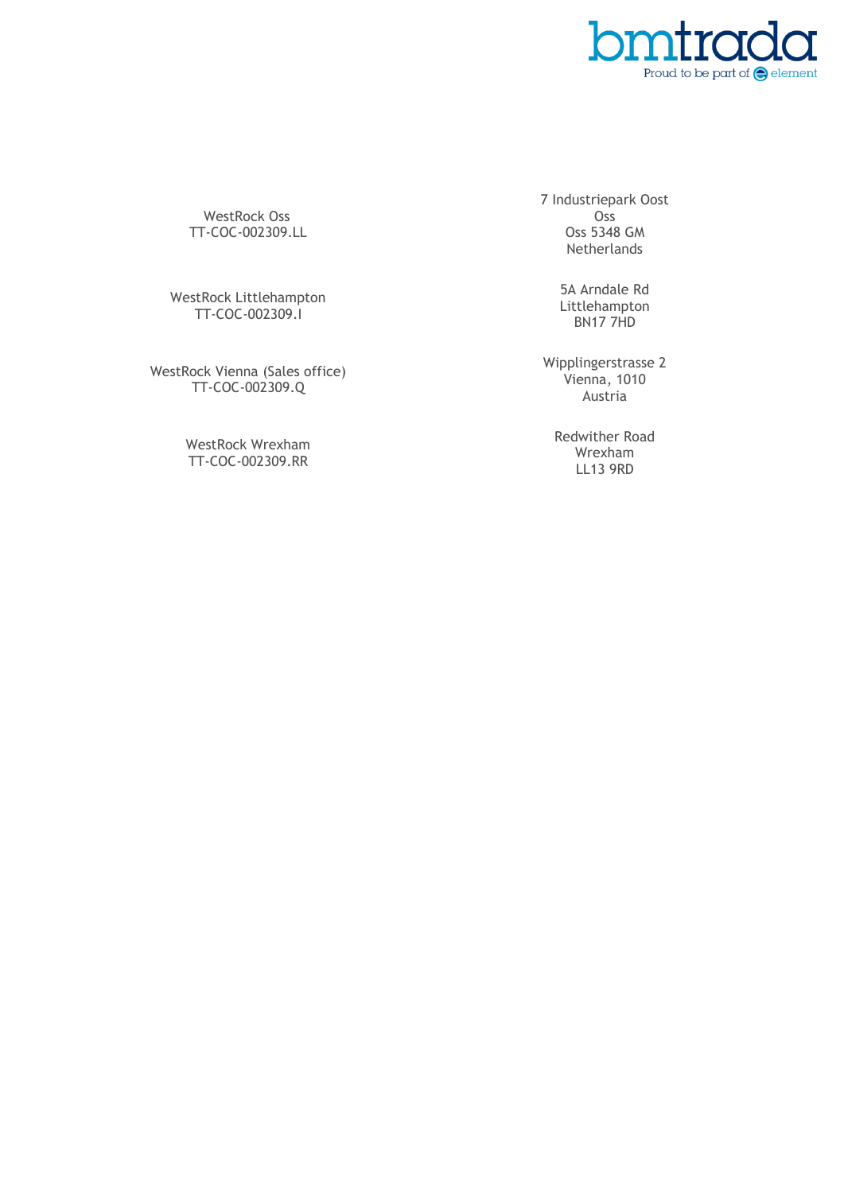| | |
|---|---|
| WestRock Oss<br>TT-COC-002309.LL | 7 Industriepark Oost<br>Oss<br>Oss 5348 GM<br>Netherlands |
| WestRock Littlehampton<br>TT-COC-002309.I | 5A Arndale Rd<br>Littlehampton<br>BN17 7HD |
| WestRock Vienna (Sales office)<br>TT-COC-002309.Q | Wipplingerstrasse 2<br>Vienna, 1010<br>Austria |
| WestRock Wrexham<br>TT-COC-002309.RR | Redwither Road<br>Wrexham<br>LL13 9RD |